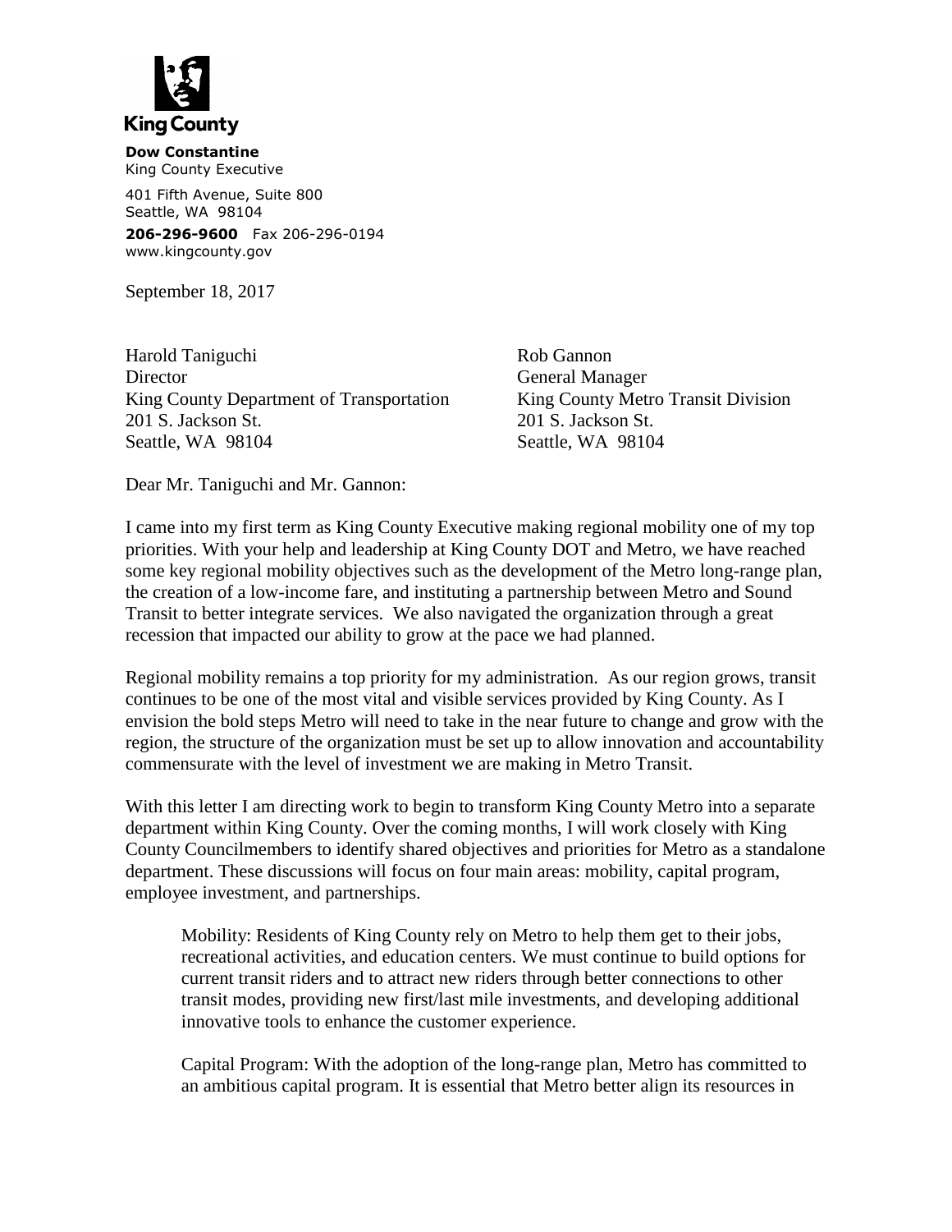King County

**Dow Constantine**
King County Executive

401 Fifth Avenue, Suite 800
Seattle, WA 98104

**206-296-9600** Fax 206-296-0194
www.kingcounty.gov

September 18, 2017

Harold Taniguchi
Director
King County Department of Transportation
201 S. Jackson St.
Seattle, WA 98104

Rob Gannon
General Manager
King County Metro Transit Division
201 S. Jackson St.
Seattle, WA 98104

Dear Mr. Taniguchi and Mr. Gannon:

I came into my first term as King County Executive making regional mobility one of my top priorities. With your help and leadership at King County DOT and Metro, we have reached some key regional mobility objectives such as the development of the Metro long-range plan, the creation of a low-income fare, and instituting a partnership between Metro and Sound Transit to better integrate services. We also navigated the organization through a great recession that impacted our ability to grow at the pace we had planned.

Regional mobility remains a top priority for my administration. As our region grows, transit continues to be one of the most vital and visible services provided by King County. As I envision the bold steps Metro will need to take in the near future to change and grow with the region, the structure of the organization must be set up to allow innovation and accountability commensurate with the level of investment we are making in Metro Transit.

With this letter I am directing work to begin to transform King County Metro into a separate department within King County. Over the coming months, I will work closely with King County Councilmembers to identify shared objectives and priorities for Metro as a standalone department. These discussions will focus on four main areas: mobility, capital program, employee investment, and partnerships.

> Mobility: Residents of King County rely on Metro to help them get to their jobs, recreational activities, and education centers. We must continue to build options for current transit riders and to attract new riders through better connections to other transit modes, providing new first/last mile investments, and developing additional innovative tools to enhance the customer experience.
>
> Capital Program: With the adoption of the long-range plan, Metro has committed to an ambitious capital program. It is essential that Metro better align its resources in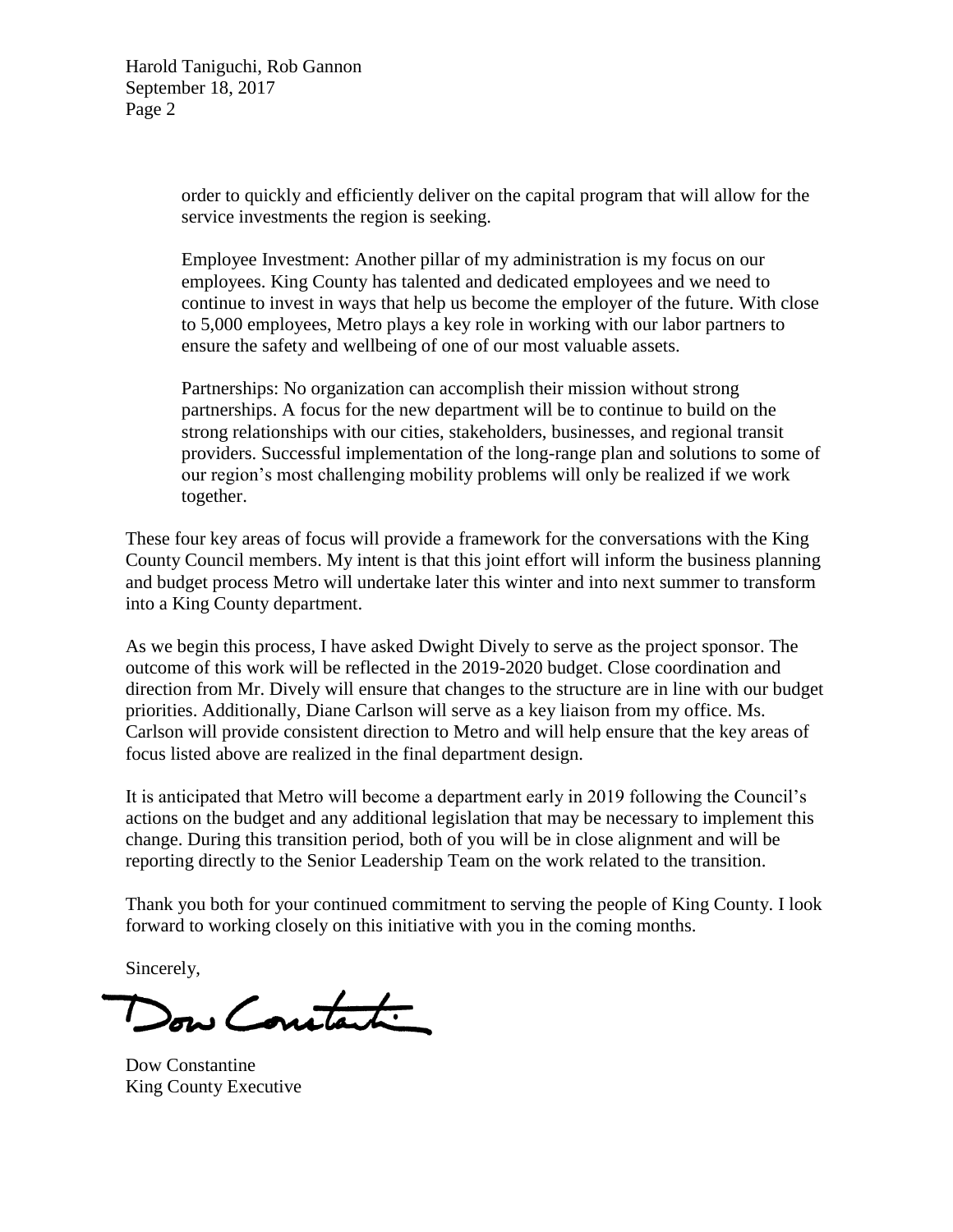order to quickly and efficiently deliver on the capital program that will allow for the service investments the region is seeking.

Employee Investment: Another pillar of my administration is my focus on our employees. King County has talented and dedicated employees and we need to continue to invest in ways that help us become the employer of the future. With close to 5,000 employees, Metro plays a key role in working with our labor partners to ensure the safety and wellbeing of one of our most valuable assets.

Partnerships: No organization can accomplish their mission without strong partnerships. A focus for the new department will be to continue to build on the strong relationships with our cities, stakeholders, businesses, and regional transit providers. Successful implementation of the long-range plan and solutions to some of our region's most challenging mobility problems will only be realized if we work together.

These four key areas of focus will provide a framework for the conversations with the King County Council members. My intent is that this joint effort will inform the business planning and budget process Metro will undertake later this winter and into next summer to transform into a King County department.

As we begin this process, I have asked Dwight Dively to serve as the project sponsor. The outcome of this work will be reflected in the 2019-2020 budget. Close coordination and direction from Mr. Dively will ensure that changes to the structure are in line with our budget priorities. Additionally, Diane Carlson will serve as a key liaison from my office. Ms. Carlson will provide consistent direction to Metro and will help ensure that the key areas of focus listed above are realized in the final department design.

It is anticipated that Metro will become a department early in 2019 following the Council's actions on the budget and any additional legislation that may be necessary to implement this change. During this transition period, both of you will be in close alignment and will be reporting directly to the Senior Leadership Team on the work related to the transition.

Thank you both for your continued commitment to serving the people of King County. I look forward to working closely on this initiative with you in the coming months.

Sincerely,

Dow Constantine
King County Executive